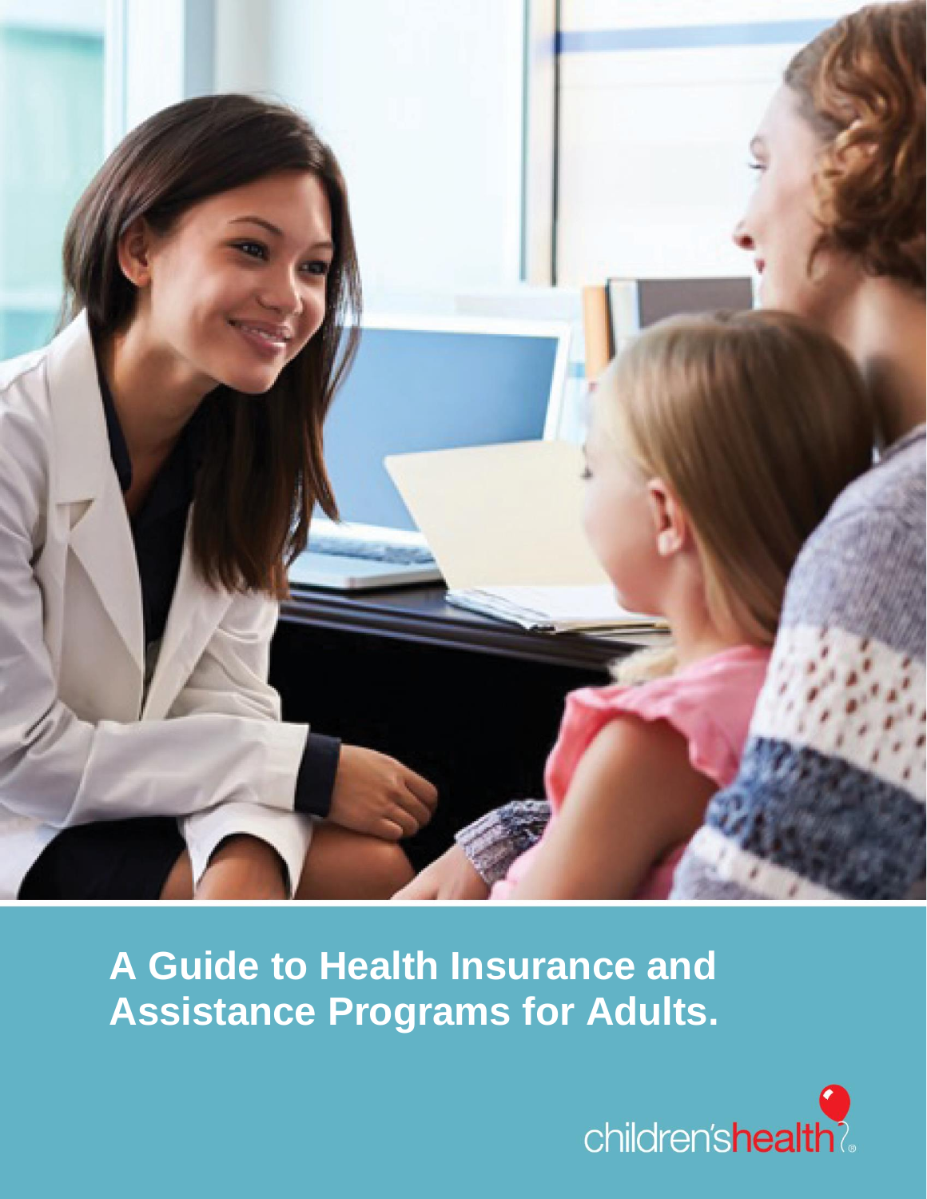# A Guide to Health Insurance and Assistance Programs for Adults.

children'shealth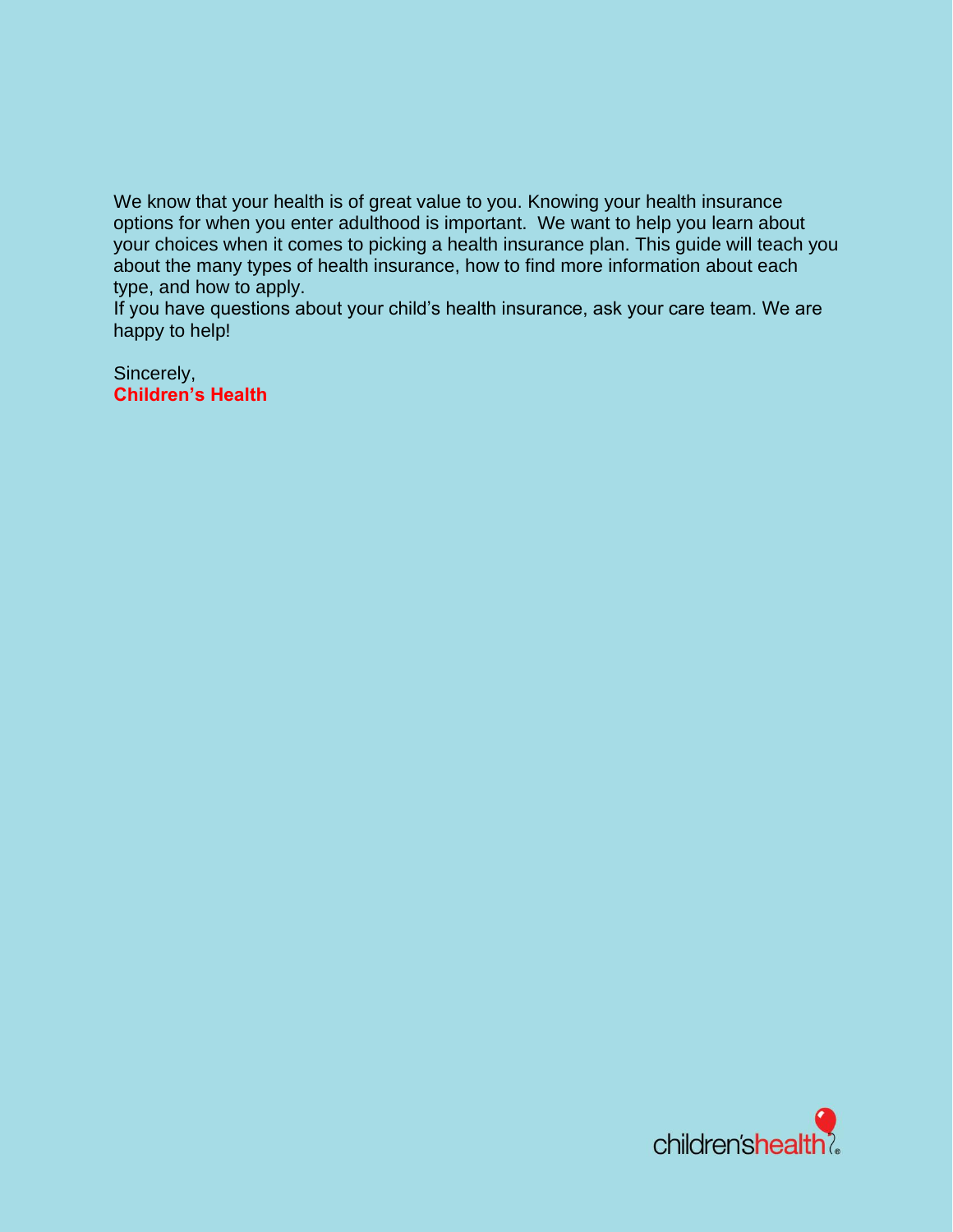We know that your health is of great value to you. Knowing your health insurance options for when you enter adulthood is important. We want to help you learn about your choices when it comes to picking a health insurance plan. This guide will teach you about the many types of health insurance, how to find more information about each type, and how to apply.
If you have questions about your child's health insurance, ask your care team. We are happy to help!

Sincerely,
**Children's Health**

children'shealth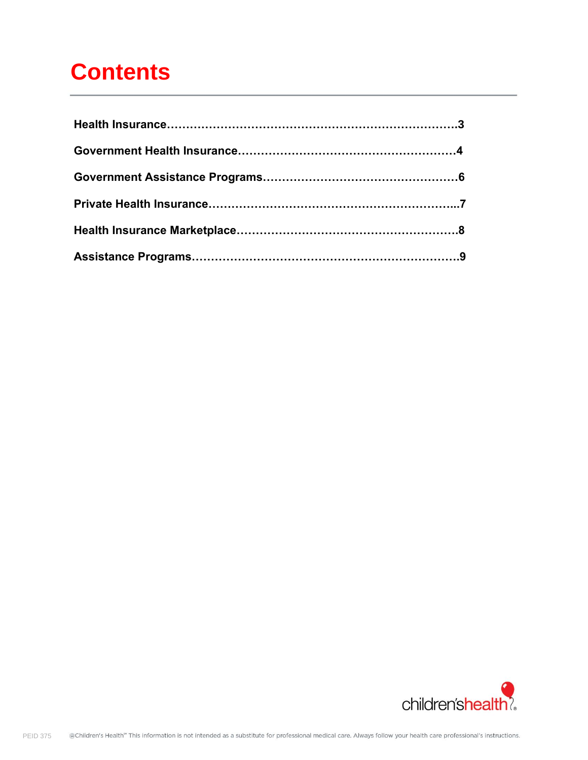# Contents

**Health Insurance**……………………………………………………………………3

**Government Health Insurance**…………………………………………………4

**Government Assistance Programs**……………………………………………6

**Private Health Insurance**………………………………………………………...7

**Health Insurance Marketplace**…………………………………………………8

**Assistance Programs**……………………………………………………………9

PEID 375

@Children's Health℠ This information is not intended as a substitute for professional medical care. Always follow your health care professional's instructions.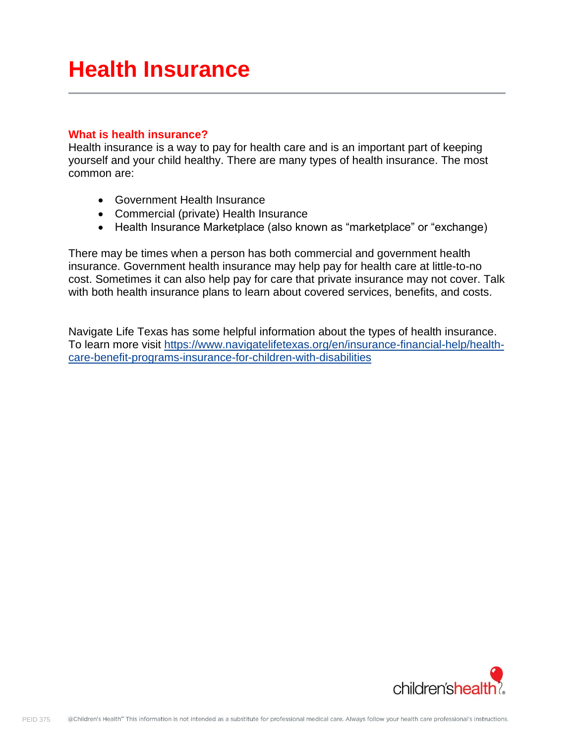# Health Insurance

## What is health insurance?

Health insurance is a way to pay for health care and is an important part of keeping yourself and your child healthy. There are many types of health insurance. The most common are:

- Government Health Insurance
- Commercial (private) Health Insurance
- Health Insurance Marketplace (also known as "marketplace" or "exchange)

There may be times when a person has both commercial and government health insurance. Government health insurance may help pay for health care at little-to-no cost. Sometimes it can also help pay for care that private insurance may not cover. Talk with both health insurance plans to learn about covered services, benefits, and costs.

Navigate Life Texas has some helpful information about the types of health insurance. To learn more visit https://www.navigatelifetexas.org/en/insurance-financial-help/health-care-benefit-programs-insurance-for-children-with-disabilities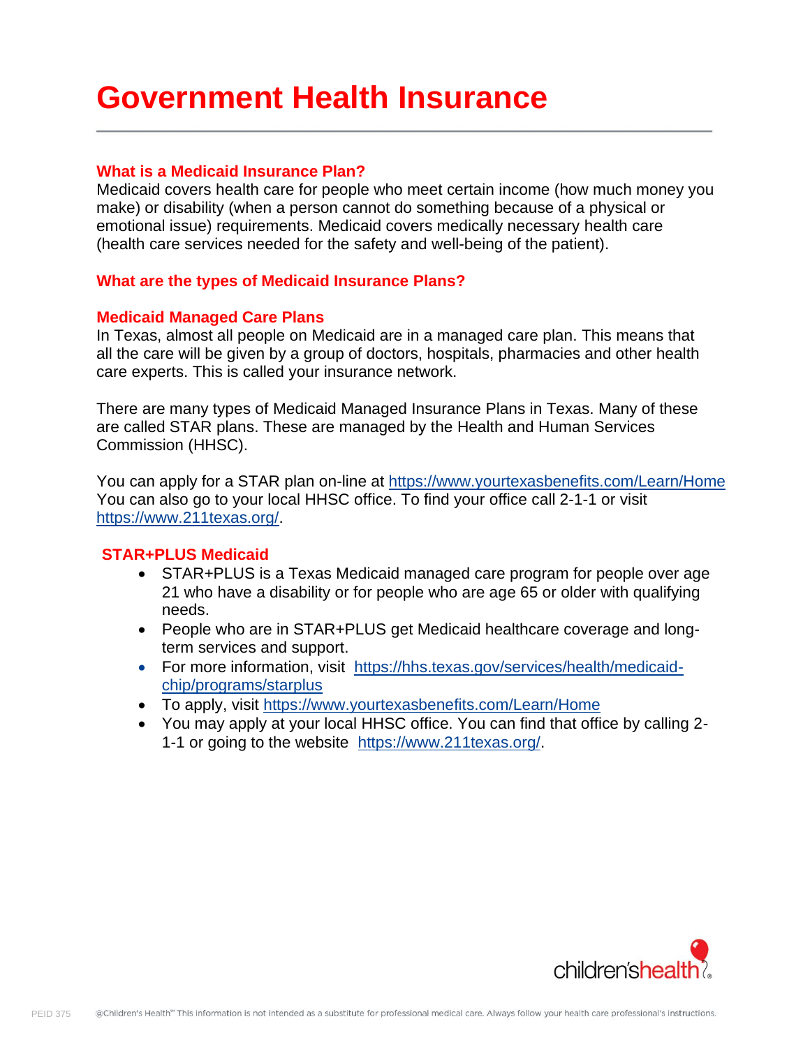# Government Health Insurance

### What is a Medicaid Insurance Plan?

Medicaid covers health care for people who meet certain income (how much money you make) or disability (when a person cannot do something because of a physical or emotional issue) requirements. Medicaid covers medically necessary health care (health care services needed for the safety and well-being of the patient).

### What are the types of Medicaid Insurance Plans?

### Medicaid Managed Care Plans

In Texas, almost all people on Medicaid are in a managed care plan. This means that all the care will be given by a group of doctors, hospitals, pharmacies and other health care experts. This is called your insurance network.

There are many types of Medicaid Managed Insurance Plans in Texas. Many of these are called STAR plans. These are managed by the Health and Human Services Commission (HHSC).

You can apply for a STAR plan on-line at https://www.yourtexasbenefits.com/Learn/Home You can also go to your local HHSC office. To find your office call 2-1-1 or visit https://www.211texas.org/.

### STAR+PLUS Medicaid

- STAR+PLUS is a Texas Medicaid managed care program for people over age 21 who have a disability or for people who are age 65 or older with qualifying needs.
- People who are in STAR+PLUS get Medicaid healthcare coverage and long-term services and support.
- For more information, visit https://hhs.texas.gov/services/health/medicaid-chip/programs/starplus
- To apply, visit https://www.yourtexasbenefits.com/Learn/Home
- You may apply at your local HHSC office. You can find that office by calling 2-1-1 or going to the website https://www.211texas.org/.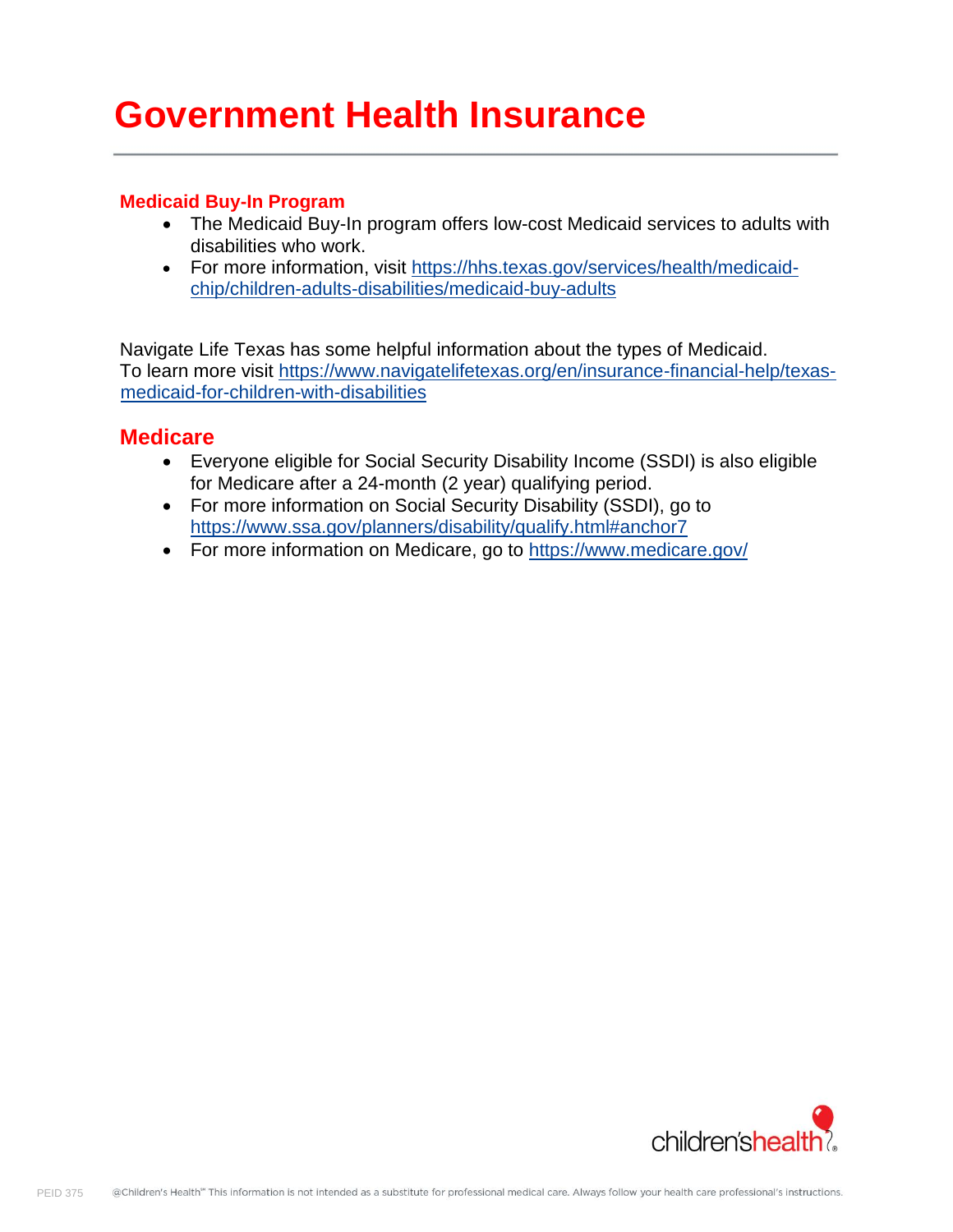# Government Health Insurance

### Medicaid Buy-In Program

- The Medicaid Buy-In program offers low-cost Medicaid services to adults with disabilities who work.
- For more information, visit https://hhs.texas.gov/services/health/medicaid-chip/children-adults-disabilities/medicaid-buy-adults

Navigate Life Texas has some helpful information about the types of Medicaid.
To learn more visit https://www.navigatelifetexas.org/en/insurance-financial-help/texas-medicaid-for-children-with-disabilities

## Medicare

- Everyone eligible for Social Security Disability Income (SSDI) is also eligible for Medicare after a 24-month (2 year) qualifying period.
- For more information on Social Security Disability (SSDI), go to https://www.ssa.gov/planners/disability/qualify.html#anchor7
- For more information on Medicare, go to https://www.medicare.gov/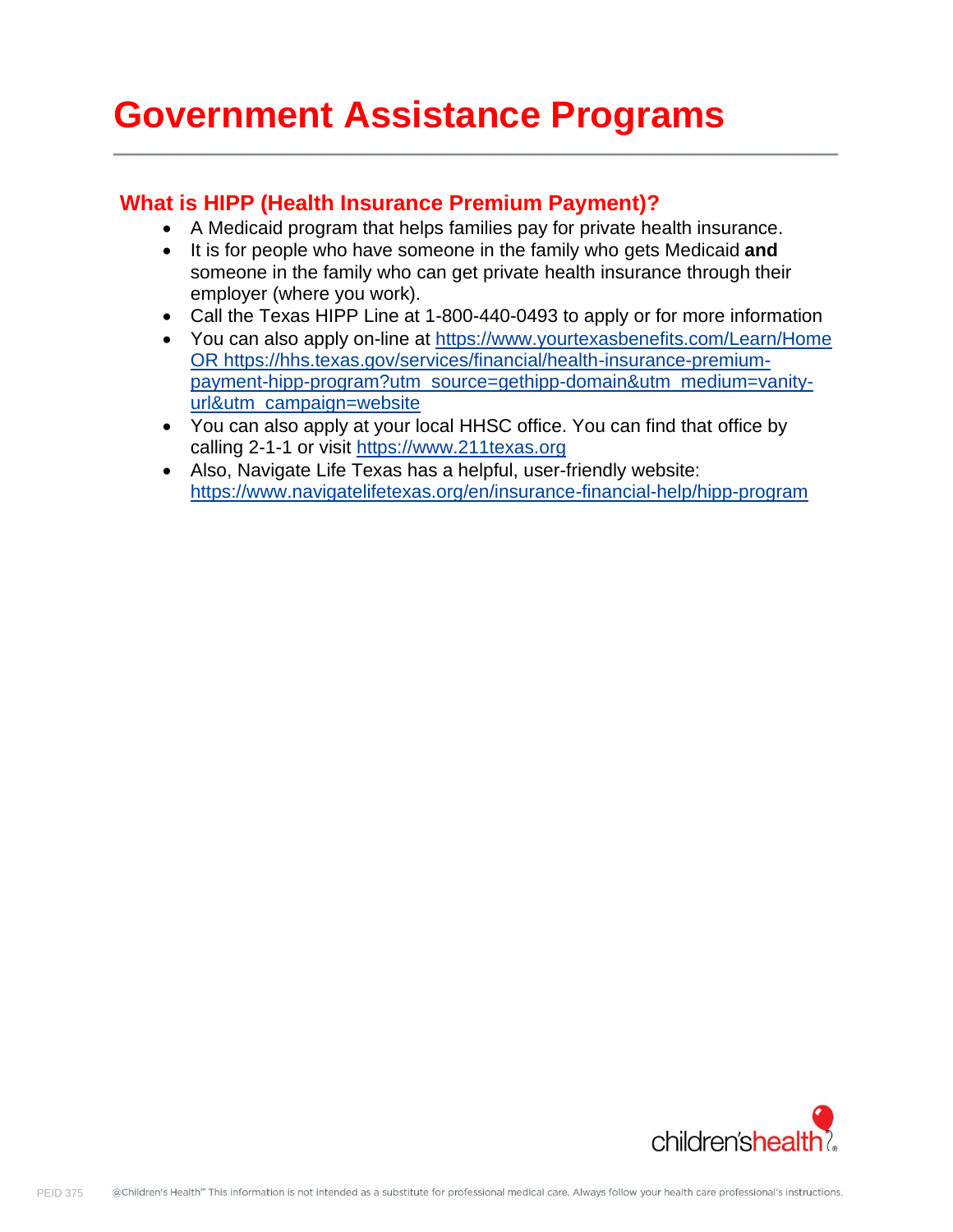# Government Assistance Programs

## What is HIPP (Health Insurance Premium Payment)?

- A Medicaid program that helps families pay for private health insurance.
- It is for people who have someone in the family who gets Medicaid **and** someone in the family who can get private health insurance through their employer (where you work).
- Call the Texas HIPP Line at 1-800-440-0493 to apply or for more information
- You can also apply on-line at https://www.yourtexasbenefits.com/Learn/Home OR https://hhs.texas.gov/services/financial/health-insurance-premium-payment-hipp-program?utm_source=gethipp-domain&utm_medium=vanity-url&utm_campaign=website
- You can also apply at your local HHSC office. You can find that office by calling 2-1-1 or visit https://www.211texas.org
- Also, Navigate Life Texas has a helpful, user-friendly website: https://www.navigatelifetexas.org/en/insurance-financial-help/hipp-program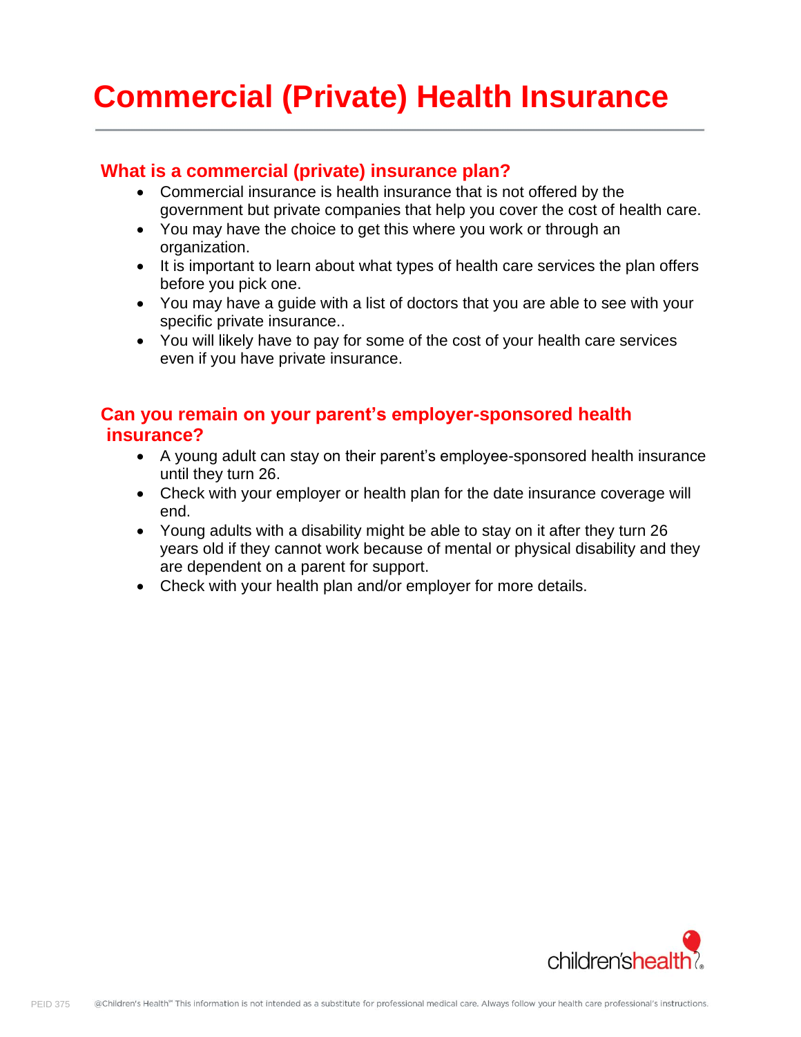# Commercial (Private) Health Insurance

## What is a commercial (private) insurance plan?

- Commercial insurance is health insurance that is not offered by the government but private companies that help you cover the cost of health care.
- You may have the choice to get this where you work or through an organization.
- It is important to learn about what types of health care services the plan offers before you pick one.
- You may have a guide with a list of doctors that you are able to see with your specific private insurance..
- You will likely have to pay for some of the cost of your health care services even if you have private insurance.

## Can you remain on your parent's employer-sponsored health insurance?

- A young adult can stay on their parent's employee-sponsored health insurance until they turn 26.
- Check with your employer or health plan for the date insurance coverage will end.
- Young adults with a disability might be able to stay on it after they turn 26 years old if they cannot work because of mental or physical disability and they are dependent on a parent for support.
- Check with your health plan and/or employer for more details.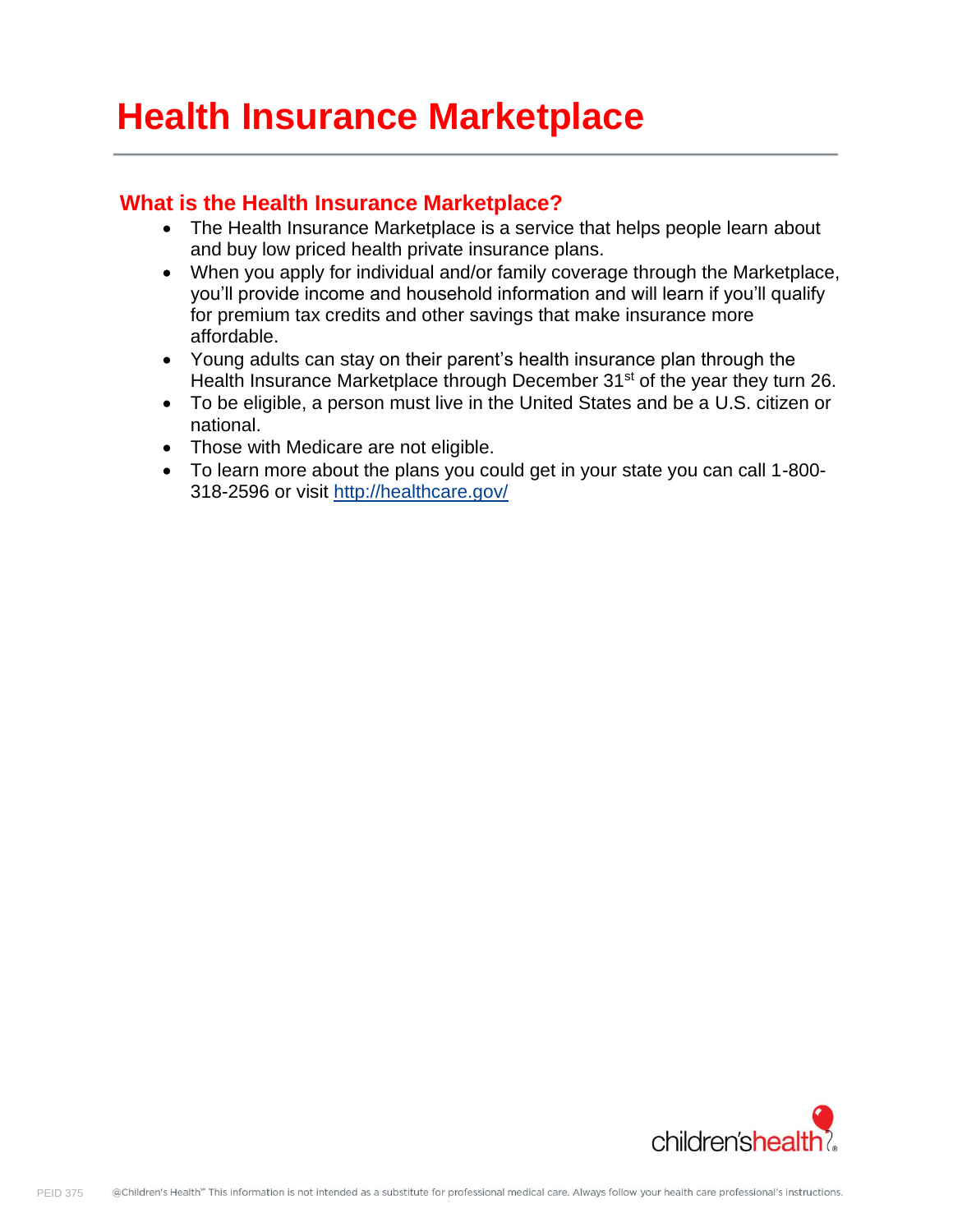# Health Insurance Marketplace

## What is the Health Insurance Marketplace?

- The Health Insurance Marketplace is a service that helps people learn about and buy low priced health private insurance plans.
- When you apply for individual and/or family coverage through the Marketplace, you'll provide income and household information and will learn if you'll qualify for premium tax credits and other savings that make insurance more affordable.
- Young adults can stay on their parent's health insurance plan through the Health Insurance Marketplace through December 31st of the year they turn 26.
- To be eligible, a person must live in the United States and be a U.S. citizen or national.
- Those with Medicare are not eligible.
- To learn more about the plans you could get in your state you can call 1-800-318-2596 or visit [http://healthcare.gov/](http://healthcare.gov/)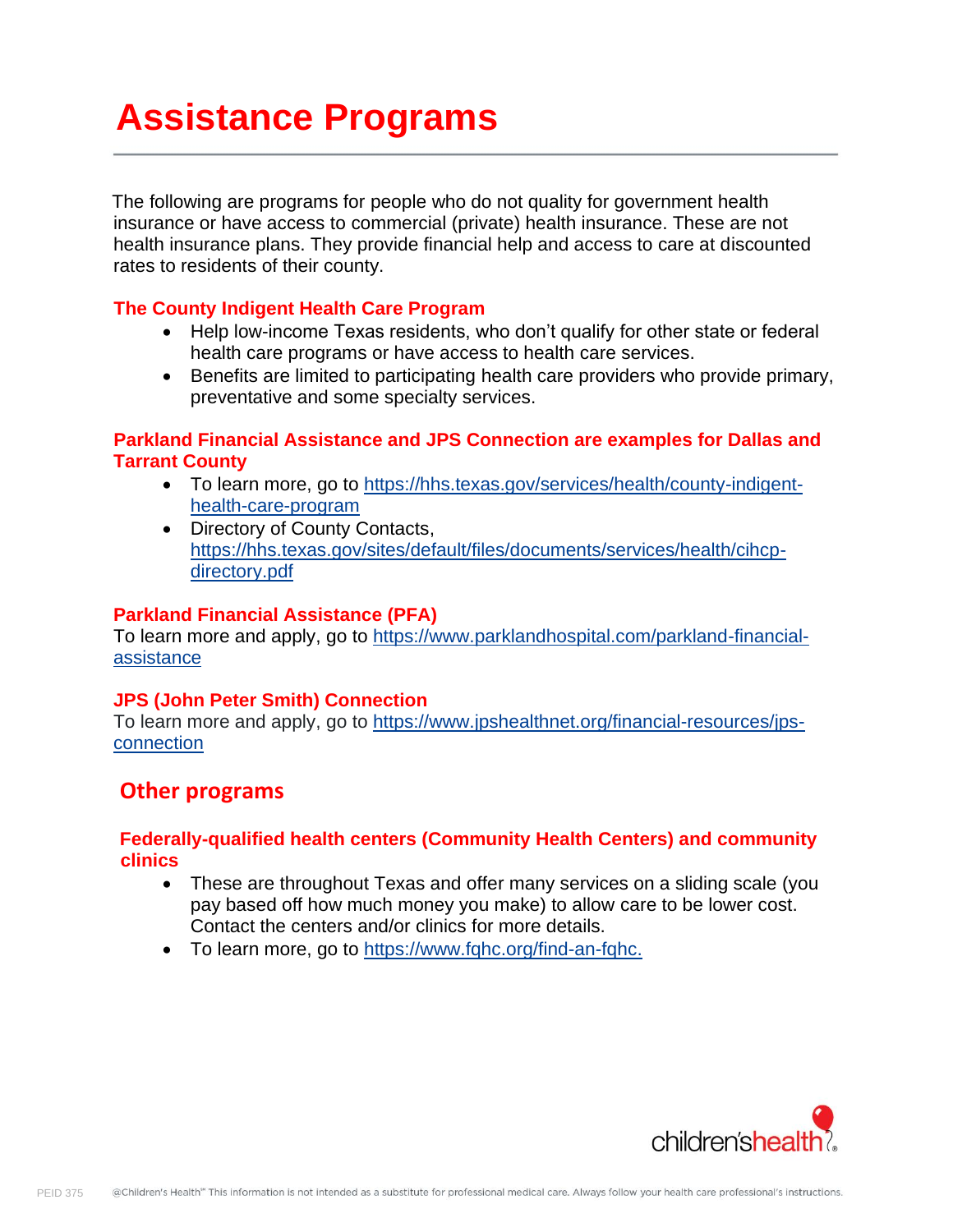# Assistance Programs

The following are programs for people who do not quality for government health insurance or have access to commercial (private) health insurance. These are not health insurance plans. They provide financial help and access to care at discounted rates to residents of their county.

### The County Indigent Health Care Program

- Help low-income Texas residents, who don't qualify for other state or federal health care programs or have access to health care services.
- Benefits are limited to participating health care providers who provide primary, preventative and some specialty services.

### Parkland Financial Assistance and JPS Connection are examples for Dallas and Tarrant County

- To learn more, go to https://hhs.texas.gov/services/health/county-indigent-health-care-program
- Directory of County Contacts, https://hhs.texas.gov/sites/default/files/documents/services/health/cihcp-directory.pdf

### Parkland Financial Assistance (PFA)

To learn more and apply, go to https://www.parklandhospital.com/parkland-financial-assistance

### JPS (John Peter Smith) Connection

To learn more and apply, go to https://www.jpshealthnet.org/financial-resources/jps-connection

## Other programs

### Federally-qualified health centers (Community Health Centers) and community clinics

- These are throughout Texas and offer many services on a sliding scale (you pay based off how much money you make) to allow care to be lower cost. Contact the centers and/or clinics for more details.
- To learn more, go to https://www.fqhc.org/find-an-fqhc.

children'shealth

PEID 375 @Children's Health℠ This information is not intended as a substitute for professional medical care. Always follow your health care professional's instructions.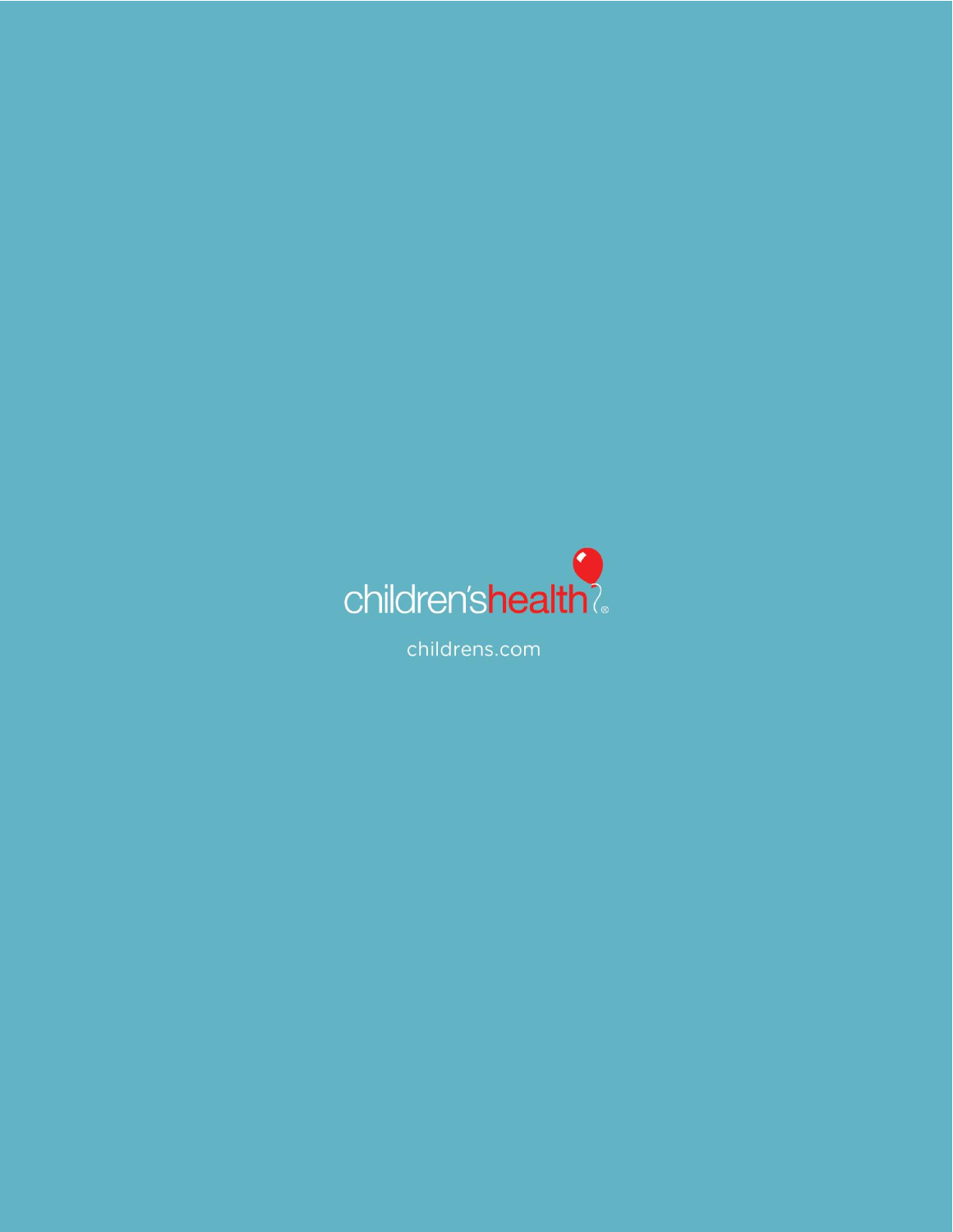children'shealth®

childrens.com